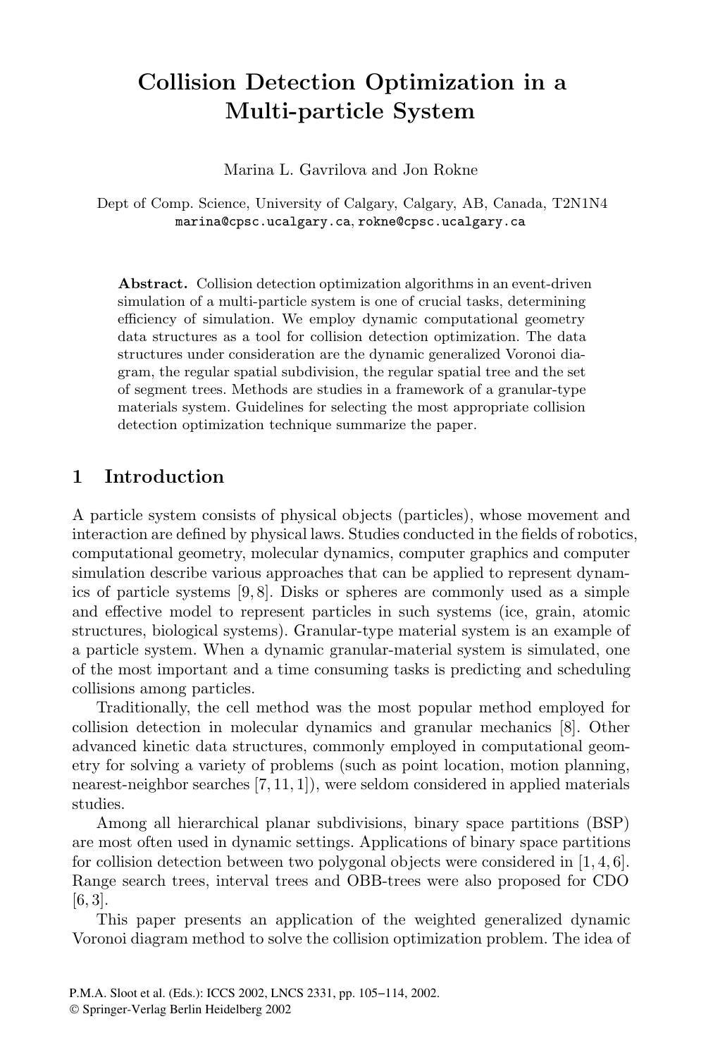# Collision Detection Optimization in a Multi-particle System

Marina L. Gavrilova and Jon Rokne

Dept of Comp. Science, University of Calgary, Calgary, AB, Canada, T2N1N4
marina@cpsc.ucalgary.ca, rokne@cpsc.ucalgary.ca

**Abstract.** Collision detection optimization algorithms in an event-driven simulation of a multi-particle system is one of crucial tasks, determining efficiency of simulation. We employ dynamic computational geometry data structures as a tool for collision detection optimization. The data structures under consideration are the dynamic generalized Voronoi diagram, the regular spatial subdivision, the regular spatial tree and the set of segment trees. Methods are studies in a framework of a granular-type materials system. Guidelines for selecting the most appropriate collision detection optimization technique summarize the paper.

## 1 Introduction

A particle system consists of physical objects (particles), whose movement and interaction are defined by physical laws. Studies conducted in the fields of robotics, computational geometry, molecular dynamics, computer graphics and computer simulation describe various approaches that can be applied to represent dynamics of particle systems [9, 8]. Disks or spheres are commonly used as a simple and effective model to represent particles in such systems (ice, grain, atomic structures, biological systems). Granular-type material system is an example of a particle system. When a dynamic granular-material system is simulated, one of the most important and a time consuming tasks is predicting and scheduling collisions among particles.

Traditionally, the cell method was the most popular method employed for collision detection in molecular dynamics and granular mechanics [8]. Other advanced kinetic data structures, commonly employed in computational geometry for solving a variety of problems (such as point location, motion planning, nearest-neighbor searches [7, 11, 1]), were seldom considered in applied materials studies.

Among all hierarchical planar subdivisions, binary space partitions (BSP) are most often used in dynamic settings. Applications of binary space partitions for collision detection between two polygonal objects were considered in [1, 4, 6]. Range search trees, interval trees and OBB-trees were also proposed for CDO [6, 3].

This paper presents an application of the weighted generalized dynamic Voronoi diagram method to solve the collision optimization problem. The idea of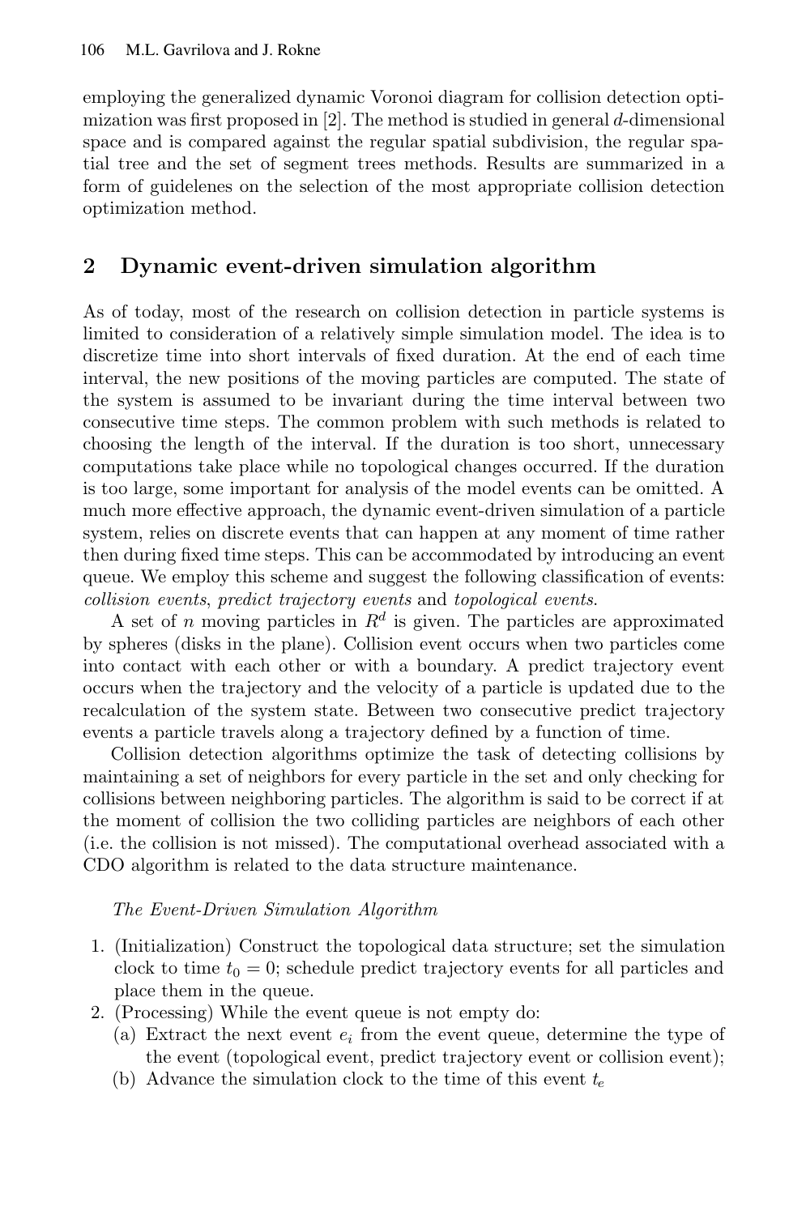employing the generalized dynamic Voronoi diagram for collision detection optimization was first proposed in [2]. The method is studied in general $d$-dimensional space and is compared against the regular spatial subdivision, the regular spatial tree and the set of segment trees methods. Results are summarized in a form of guidelenes on the selection of the most appropriate collision detection optimization method.

## 2 Dynamic event-driven simulation algorithm

As of today, most of the research on collision detection in particle systems is limited to consideration of a relatively simple simulation model. The idea is to discretize time into short intervals of fixed duration. At the end of each time interval, the new positions of the moving particles are computed. The state of the system is assumed to be invariant during the time interval between two consecutive time steps. The common problem with such methods is related to choosing the length of the interval. If the duration is too short, unnecessary computations take place while no topological changes occurred. If the duration is too large, some important for analysis of the model events can be omitted. A much more effective approach, the dynamic event-driven simulation of a particle system, relies on discrete events that can happen at any moment of time rather then during fixed time steps. This can be accommodated by introducing an event queue. We employ this scheme and suggest the following classification of events: *collision events*, *predict trajectory events* and *topological events*.

A set of $n$ moving particles in $R^d$ is given. The particles are approximated by spheres (disks in the plane). Collision event occurs when two particles come into contact with each other or with a boundary. A predict trajectory event occurs when the trajectory and the velocity of a particle is updated due to the recalculation of the system state. Between two consecutive predict trajectory events a particle travels along a trajectory defined by a function of time.

Collision detection algorithms optimize the task of detecting collisions by maintaining a set of neighbors for every particle in the set and only checking for collisions between neighboring particles. The algorithm is said to be correct if at the moment of collision the two colliding particles are neighbors of each other (i.e. the collision is not missed). The computational overhead associated with a CDO algorithm is related to the data structure maintenance.

*The Event-Driven Simulation Algorithm*

1. (Initialization) Construct the topological data structure; set the simulation clock to time $t_0 = 0$; schedule predict trajectory events for all particles and place them in the queue.
2. (Processing) While the event queue is not empty do:
   (a) Extract the next event $e_i$ from the event queue, determine the type of the event (topological event, predict trajectory event or collision event);
   (b) Advance the simulation clock to the time of this event $t_e$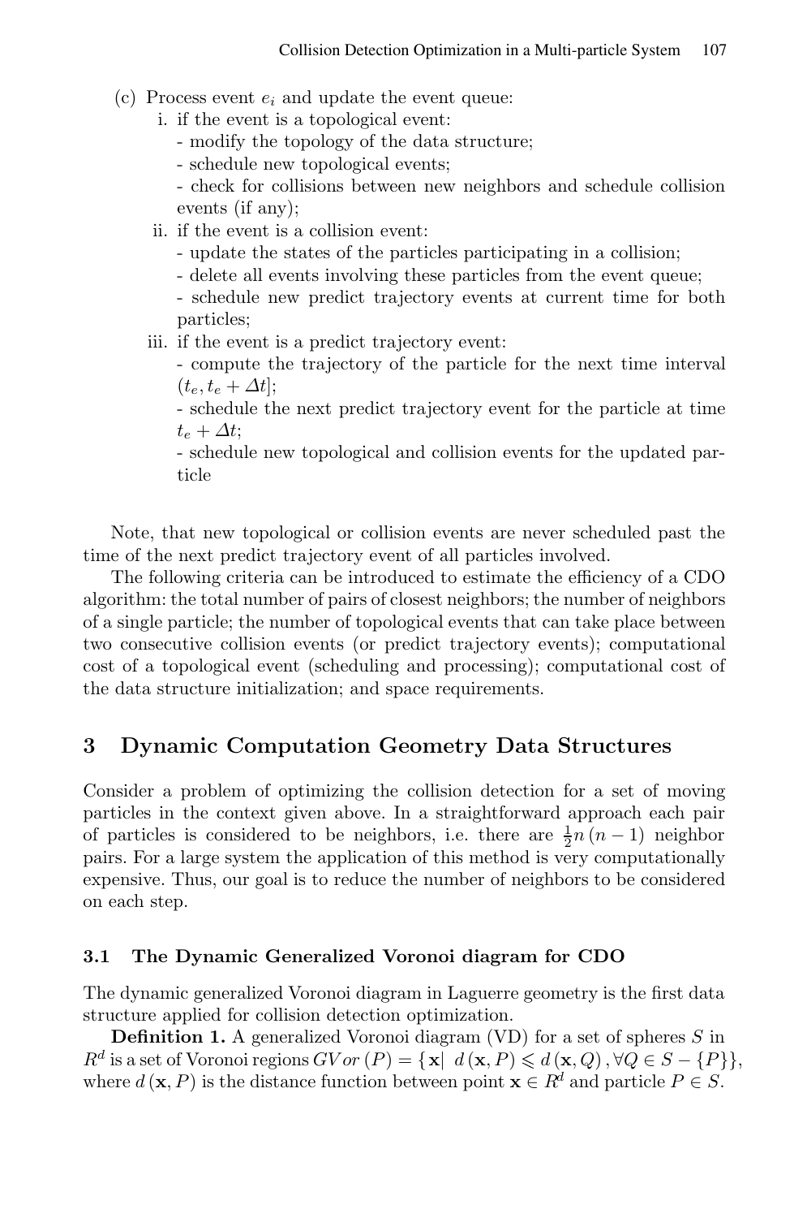(c) Process event $e_i$ and update the event queue:

  i. if the event is a topological event:
     - modify the topology of the data structure;
     - schedule new topological events;
     - check for collisions between new neighbors and schedule collision events (if any);
  ii. if the event is a collision event:
     - update the states of the particles participating in a collision;
     - delete all events involving these particles from the event queue;
     - schedule new predict trajectory events at current time for both particles;
  iii. if the event is a predict trajectory event:
     - compute the trajectory of the particle for the next time interval $(t_e, t_e + \Delta t]$;
     - schedule the next predict trajectory event for the particle at time $t_e + \Delta t$;
     - schedule new topological and collision events for the updated particle

Note, that new topological or collision events are never scheduled past the time of the next predict trajectory event of all particles involved.

The following criteria can be introduced to estimate the efficiency of a CDO algorithm: the total number of pairs of closest neighbors; the number of neighbors of a single particle; the number of topological events that can take place between two consecutive collision events (or predict trajectory events); computational cost of a topological event (scheduling and processing); computational cost of the data structure initialization; and space requirements.

## 3 Dynamic Computation Geometry Data Structures

Consider a problem of optimizing the collision detection for a set of moving particles in the context given above. In a straightforward approach each pair of particles is considered to be neighbors, i.e. there are $\frac{1}{2}n(n-1)$ neighbor pairs. For a large system the application of this method is very computationally expensive. Thus, our goal is to reduce the number of neighbors to be considered on each step.

### 3.1 The Dynamic Generalized Voronoi diagram for CDO

The dynamic generalized Voronoi diagram in Laguerre geometry is the first data structure applied for collision detection optimization.

**Definition 1.** A generalized Voronoi diagram (VD) for a set of spheres $S$ in $R^d$ is a set of Voronoi regions $GVor(P) = \{\mathbf{x} | \ d(\mathbf{x}, P) \leqslant d(\mathbf{x}, Q), \forall Q \in S - \{P\}\}$, where $d(\mathbf{x}, P)$ is the distance function between point $\mathbf{x} \in R^d$ and particle $P \in S$.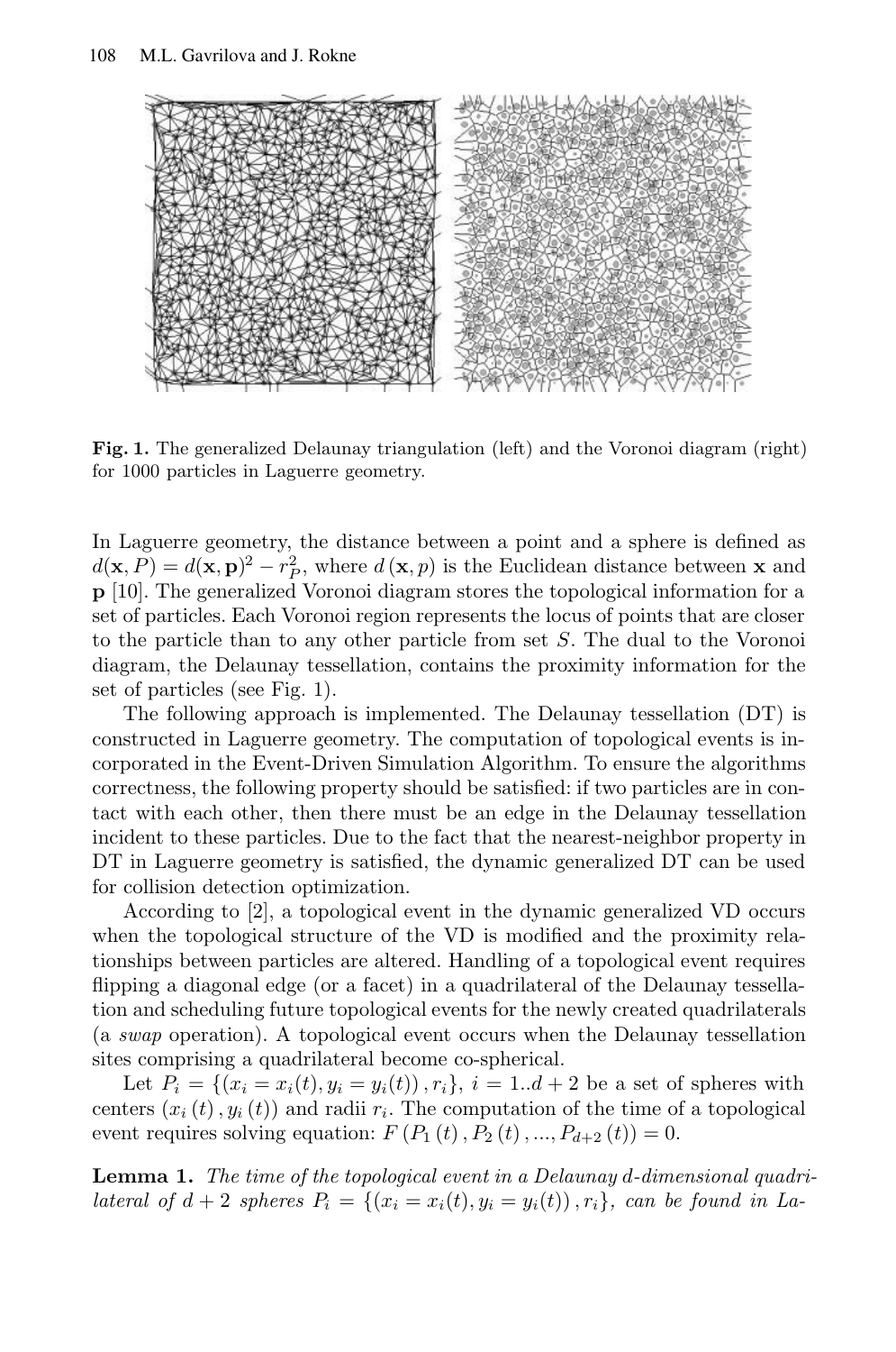**Fig. 1.** The generalized Delaunay triangulation (left) and the Voronoi diagram (right) for 1000 particles in Laguerre geometry.

In Laguerre geometry, the distance between a point and a sphere is defined as $d(\mathbf{x}, P) = d(\mathbf{x}, \mathbf{p})^2 - r_P^2$, where $d(\mathbf{x}, p)$ is the Euclidean distance between $\mathbf{x}$ and $\mathbf{p}$ [10]. The generalized Voronoi diagram stores the topological information for a set of particles. Each Voronoi region represents the locus of points that are closer to the particle than to any other particle from set $S$. The dual to the Voronoi diagram, the Delaunay tessellation, contains the proximity information for the set of particles (see Fig. 1).

The following approach is implemented. The Delaunay tessellation (DT) is constructed in Laguerre geometry. The computation of topological events is incorporated in the Event-Driven Simulation Algorithm. To ensure the algorithms correctness, the following property should be satisfied: if two particles are in contact with each other, then there must be an edge in the Delaunay tessellation incident to these particles. Due to the fact that the nearest-neighbor property in DT in Laguerre geometry is satisfied, the dynamic generalized DT can be used for collision detection optimization.

According to [2], a topological event in the dynamic generalized VD occurs when the topological structure of the VD is modified and the proximity relationships between particles are altered. Handling of a topological event requires flipping a diagonal edge (or a facet) in a quadrilateral of the Delaunay tessellation and scheduling future topological events for the newly created quadrilaterals (a *swap* operation). A topological event occurs when the Delaunay tessellation sites comprising a quadrilateral become co-spherical.

Let $P_i = \{(x_i = x_i(t), y_i = y_i(t)), r_i\}$, $i = 1..d+2$ be a set of spheres with centers $(x_i(t), y_i(t))$ and radii $r_i$. The computation of the time of a topological event requires solving equation: $F(P_1(t), P_2(t), ..., P_{d+2}(t)) = 0$.

**Lemma 1.** *The time of the topological event in a Delaunay d-dimensional quadrilateral of $d+2$ spheres $P_i = \{(x_i = x_i(t), y_i = y_i(t)), r_i\}$, can be found in La-*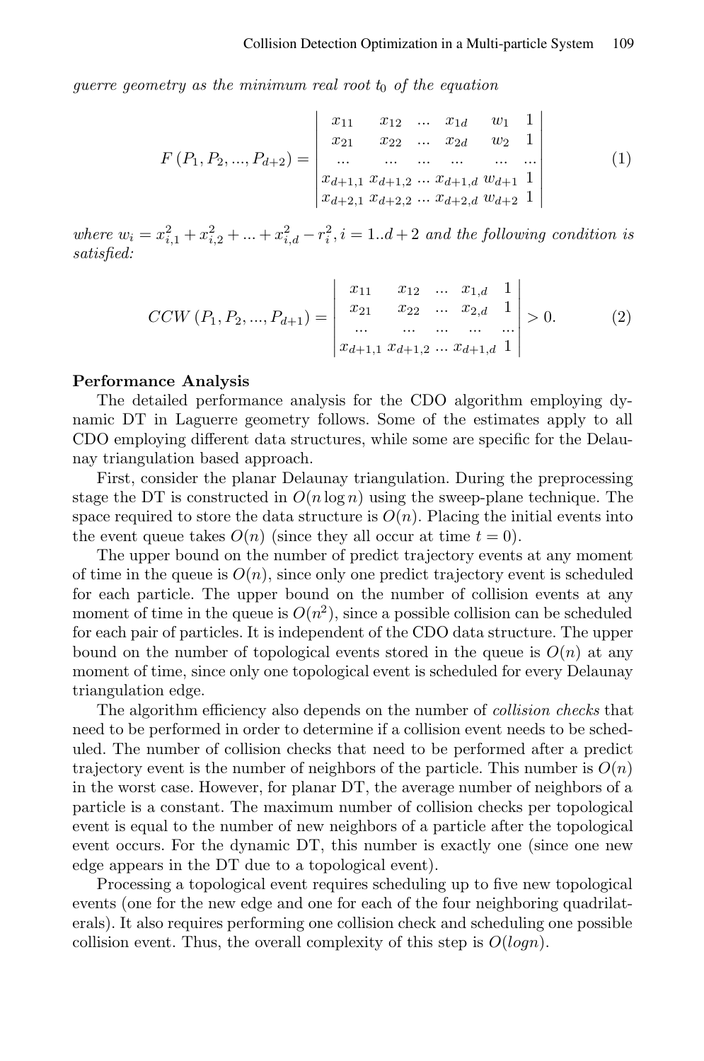*guerre geometry as the minimum real root $t_0$ of the equation*

$$F(P_1, P_2, ..., P_{d+2}) = \begin{vmatrix} x_{11} & x_{12} & ... & x_{1d} & w_1 & 1 \\ x_{21} & x_{22} & ... & x_{2d} & w_2 & 1 \\ ... & ... & ... & ... & ... & ... \\ x_{d+1,1} & x_{d+1,2} & ... & x_{d+1,d} & w_{d+1} & 1 \\ x_{d+2,1} & x_{d+2,2} & ... & x_{d+2,d} & w_{d+2} & 1 \end{vmatrix} \tag{1}$$

*where $w_i = x_{i,1}^2 + x_{i,2}^2 + ... + x_{i,d}^2 - r_i^2, i = 1..d+2$ and the following condition is satisfied:*

$$CCW(P_1, P_2, ..., P_{d+1}) = \begin{vmatrix} x_{11} & x_{12} & ... & x_{1,d} & 1 \\ x_{21} & x_{22} & ... & x_{2,d} & 1 \\ ... & ... & ... & ... & ... \\ x_{d+1,1} & x_{d+1,2} & ... & x_{d+1,d} & 1 \end{vmatrix} > 0. \tag{2}$$

**Performance Analysis**

The detailed performance analysis for the CDO algorithm employing dynamic DT in Laguerre geometry follows. Some of the estimates apply to all CDO employing different data structures, while some are specific for the Delaunay triangulation based approach.

First, consider the planar Delaunay triangulation. During the preprocessing stage the DT is constructed in $O(n \log n)$ using the sweep-plane technique. The space required to store the data structure is $O(n)$. Placing the initial events into the event queue takes $O(n)$ (since they all occur at time $t = 0$).

The upper bound on the number of predict trajectory events at any moment of time in the queue is $O(n)$, since only one predict trajectory event is scheduled for each particle. The upper bound on the number of collision events at any moment of time in the queue is $O(n^2)$, since a possible collision can be scheduled for each pair of particles. It is independent of the CDO data structure. The upper bound on the number of topological events stored in the queue is $O(n)$ at any moment of time, since only one topological event is scheduled for every Delaunay triangulation edge.

The algorithm efficiency also depends on the number of *collision checks* that need to be performed in order to determine if a collision event needs to be scheduled. The number of collision checks that need to be performed after a predict trajectory event is the number of neighbors of the particle. This number is $O(n)$ in the worst case. However, for planar DT, the average number of neighbors of a particle is a constant. The maximum number of collision checks per topological event is equal to the number of new neighbors of a particle after the topological event occurs. For the dynamic DT, this number is exactly one (since one new edge appears in the DT due to a topological event).

Processing a topological event requires scheduling up to five new topological events (one for the new edge and one for each of the four neighboring quadrilaterals). It also requires performing one collision check and scheduling one possible collision event. Thus, the overall complexity of this step is $O(logn)$.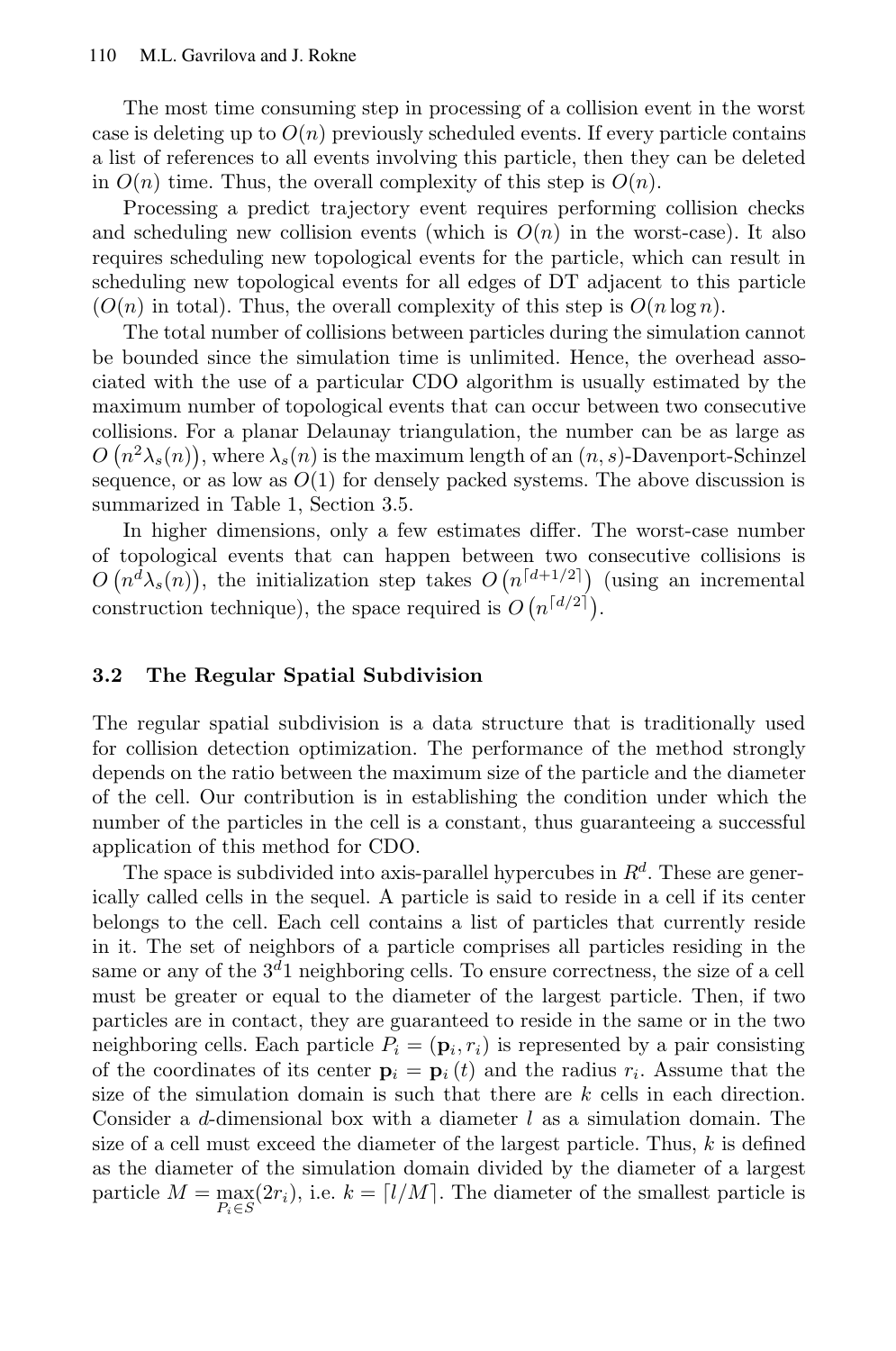The most time consuming step in processing of a collision event in the worst case is deleting up to $O(n)$ previously scheduled events. If every particle contains a list of references to all events involving this particle, then they can be deleted in $O(n)$ time. Thus, the overall complexity of this step is $O(n)$.

Processing a predict trajectory event requires performing collision checks and scheduling new collision events (which is $O(n)$ in the worst-case). It also requires scheduling new topological events for the particle, which can result in scheduling new topological events for all edges of DT adjacent to this particle ($O(n)$ in total). Thus, the overall complexity of this step is $O(n \log n)$.

The total number of collisions between particles during the simulation cannot be bounded since the simulation time is unlimited. Hence, the overhead associated with the use of a particular CDO algorithm is usually estimated by the maximum number of topological events that can occur between two consecutive collisions. For a planar Delaunay triangulation, the number can be as large as $O\left(n^2 \lambda_s(n)\right)$, where $\lambda_s(n)$ is the maximum length of an $(n, s)$-Davenport-Schinzel sequence, or as low as $O(1)$ for densely packed systems. The above discussion is summarized in Table 1, Section 3.5.

In higher dimensions, only a few estimates differ. The worst-case number of topological events that can happen between two consecutive collisions is $O\left(n^d \lambda_s(n)\right)$, the initialization step takes $O\left(n^{\lceil d+1/2 \rceil}\right)$ (using an incremental construction technique), the space required is $O\left(n^{\lceil d/2 \rceil}\right)$.

### 3.2 The Regular Spatial Subdivision

The regular spatial subdivision is a data structure that is traditionally used for collision detection optimization. The performance of the method strongly depends on the ratio between the maximum size of the particle and the diameter of the cell. Our contribution is in establishing the condition under which the number of the particles in the cell is a constant, thus guaranteeing a successful application of this method for CDO.

The space is subdivided into axis-parallel hypercubes in $R^d$. These are generically called cells in the sequel. A particle is said to reside in a cell if its center belongs to the cell. Each cell contains a list of particles that currently reside in it. The set of neighbors of a particle comprises all particles residing in the same or any of the $3^d 1$ neighboring cells. To ensure correctness, the size of a cell must be greater or equal to the diameter of the largest particle. Then, if two particles are in contact, they are guaranteed to reside in the same or in the two neighboring cells. Each particle $P_i = (\mathbf{p}_i, r_i)$ is represented by a pair consisting of the coordinates of its center $\mathbf{p}_i = \mathbf{p}_i(t)$ and the radius $r_i$. Assume that the size of the simulation domain is such that there are $k$ cells in each direction. Consider a $d$-dimensional box with a diameter $l$ as a simulation domain. The size of a cell must exceed the diameter of the largest particle. Thus, $k$ is defined as the diameter of the simulation domain divided by the diameter of a largest particle $M = \max_{P_i \in S}(2r_i)$, i.e. $k = \lceil l/M \rceil$. The diameter of the smallest particle is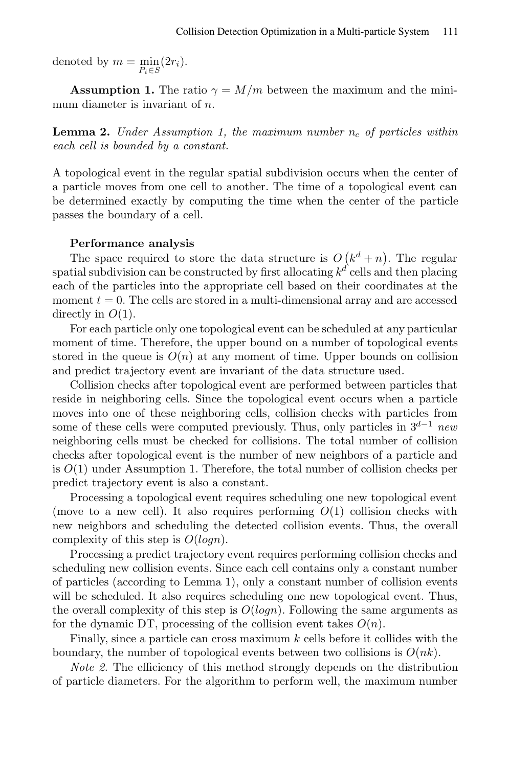denoted by $m = \min_{P_i \in S}(2r_i)$.

**Assumption 1.** The ratio $\gamma = M/m$ between the maximum and the minimum diameter is invariant of $n$.

**Lemma 2.** *Under Assumption 1, the maximum number $n_c$ of particles within each cell is bounded by a constant.*

A topological event in the regular spatial subdivision occurs when the center of a particle moves from one cell to another. The time of a topological event can be determined exactly by computing the time when the center of the particle passes the boundary of a cell.

**Performance analysis**

The space required to store the data structure is $O\left(k^d + n\right)$. The regular spatial subdivision can be constructed by first allocating $k^d$ cells and then placing each of the particles into the appropriate cell based on their coordinates at the moment $t = 0$. The cells are stored in a multi-dimensional array and are accessed directly in $O(1)$.

For each particle only one topological event can be scheduled at any particular moment of time. Therefore, the upper bound on a number of topological events stored in the queue is $O(n)$ at any moment of time. Upper bounds on collision and predict trajectory event are invariant of the data structure used.

Collision checks after topological event are performed between particles that reside in neighboring cells. Since the topological event occurs when a particle moves into one of these neighboring cells, collision checks with particles from some of these cells were computed previously. Thus, only particles in $3^{d-1}$ *new* neighboring cells must be checked for collisions. The total number of collision checks after topological event is the number of new neighbors of a particle and is $O(1)$ under Assumption 1. Therefore, the total number of collision checks per predict trajectory event is also a constant.

Processing a topological event requires scheduling one new topological event (move to a new cell). It also requires performing $O(1)$ collision checks with new neighbors and scheduling the detected collision events. Thus, the overall complexity of this step is $O(logn)$.

Processing a predict trajectory event requires performing collision checks and scheduling new collision events. Since each cell contains only a constant number of particles (according to Lemma 1), only a constant number of collision events will be scheduled. It also requires scheduling one new topological event. Thus, the overall complexity of this step is $O(logn)$. Following the same arguments as for the dynamic DT, processing of the collision event takes $O(n)$.

Finally, since a particle can cross maximum $k$ cells before it collides with the boundary, the number of topological events between two collisions is $O(nk)$.

*Note 2.* The efficiency of this method strongly depends on the distribution of particle diameters. For the algorithm to perform well, the maximum number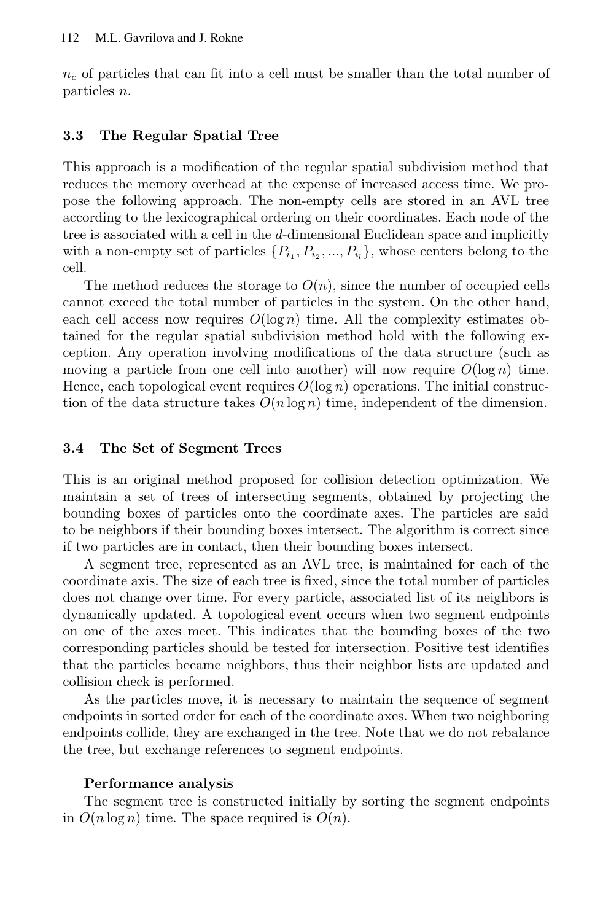$n_c$ of particles that can fit into a cell must be smaller than the total number of particles $n$.

### 3.3 The Regular Spatial Tree

This approach is a modification of the regular spatial subdivision method that reduces the memory overhead at the expense of increased access time. We propose the following approach. The non-empty cells are stored in an AVL tree according to the lexicographical ordering on their coordinates. Each node of the tree is associated with a cell in the $d$-dimensional Euclidean space and implicitly with a non-empty set of particles $\{P_{i_1}, P_{i_2}, ..., P_{i_l}\}$, whose centers belong to the cell.

The method reduces the storage to $O(n)$, since the number of occupied cells cannot exceed the total number of particles in the system. On the other hand, each cell access now requires $O(\log n)$ time. All the complexity estimates obtained for the regular spatial subdivision method hold with the following exception. Any operation involving modifications of the data structure (such as moving a particle from one cell into another) will now require $O(\log n)$ time. Hence, each topological event requires $O(\log n)$ operations. The initial construction of the data structure takes $O(n \log n)$ time, independent of the dimension.

### 3.4 The Set of Segment Trees

This is an original method proposed for collision detection optimization. We maintain a set of trees of intersecting segments, obtained by projecting the bounding boxes of particles onto the coordinate axes. The particles are said to be neighbors if their bounding boxes intersect. The algorithm is correct since if two particles are in contact, then their bounding boxes intersect.

A segment tree, represented as an AVL tree, is maintained for each of the coordinate axis. The size of each tree is fixed, since the total number of particles does not change over time. For every particle, associated list of its neighbors is dynamically updated. A topological event occurs when two segment endpoints on one of the axes meet. This indicates that the bounding boxes of the two corresponding particles should be tested for intersection. Positive test identifies that the particles became neighbors, thus their neighbor lists are updated and collision check is performed.

As the particles move, it is necessary to maintain the sequence of segment endpoints in sorted order for each of the coordinate axes. When two neighboring endpoints collide, they are exchanged in the tree. Note that we do not rebalance the tree, but exchange references to segment endpoints.

**Performance analysis**

The segment tree is constructed initially by sorting the segment endpoints in $O(n \log n)$ time. The space required is $O(n)$.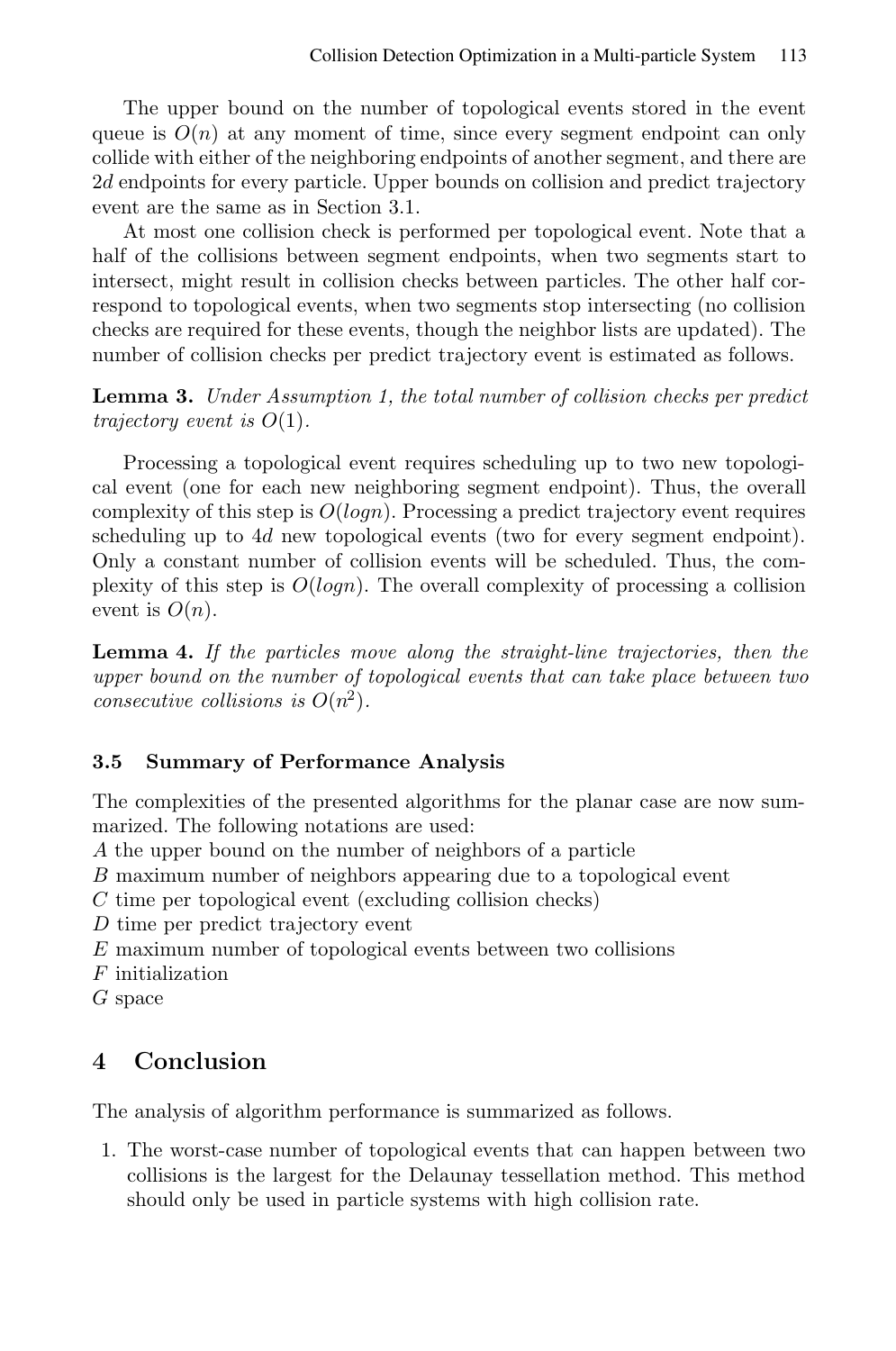The upper bound on the number of topological events stored in the event queue is $O(n)$ at any moment of time, since every segment endpoint can only collide with either of the neighboring endpoints of another segment, and there are $2d$ endpoints for every particle. Upper bounds on collision and predict trajectory event are the same as in Section 3.1.

At most one collision check is performed per topological event. Note that a half of the collisions between segment endpoints, when two segments start to intersect, might result in collision checks between particles. The other half correspond to topological events, when two segments stop intersecting (no collision checks are required for these events, though the neighbor lists are updated). The number of collision checks per predict trajectory event is estimated as follows.

**Lemma 3.** *Under Assumption 1, the total number of collision checks per predict trajectory event is $O(1)$.*

Processing a topological event requires scheduling up to two new topological event (one for each new neighboring segment endpoint). Thus, the overall complexity of this step is $O(logn)$. Processing a predict trajectory event requires scheduling up to $4d$ new topological events (two for every segment endpoint). Only a constant number of collision events will be scheduled. Thus, the complexity of this step is $O(logn)$. The overall complexity of processing a collision event is $O(n)$.

**Lemma 4.** *If the particles move along the straight-line trajectories, then the upper bound on the number of topological events that can take place between two consecutive collisions is $O(n^2)$.*

### 3.5 Summary of Performance Analysis

The complexities of the presented algorithms for the planar case are now summarized. The following notations are used:
$A$ the upper bound on the number of neighbors of a particle
$B$ maximum number of neighbors appearing due to a topological event
$C$ time per topological event (excluding collision checks)
$D$ time per predict trajectory event
$E$ maximum number of topological events between two collisions
$F$ initialization
$G$ space

## 4 Conclusion

The analysis of algorithm performance is summarized as follows.

1. The worst-case number of topological events that can happen between two collisions is the largest for the Delaunay tessellation method. This method should only be used in particle systems with high collision rate.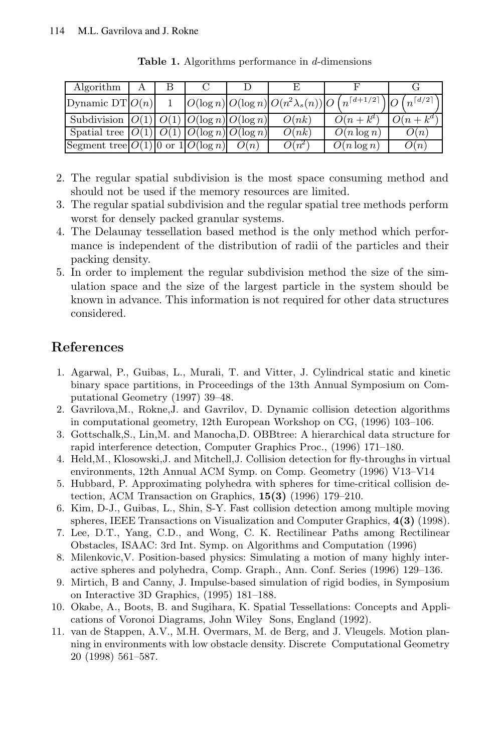**Table 1.** Algorithms performance in $d$-dimensions

| Algorithm | A | B | C | D | E | F | G |
|---|---|---|---|---|---|---|---|
| Dynamic DT | $O(n)$ | 1 | $O(\log n)$ | $O(\log n)$ | $O(n^2 \lambda_s(n))$ | $O\left(n^{\lceil d+1/2 \rceil}\right)$ | $O\left(n^{\lceil d/2 \rceil}\right)$ |
| Subdivision | $O(1)$ | $O(1)$ | $O(\log n)$ | $O(\log n)$ | $O(nk)$ | $O(n+k^d)$ | $O(n+k^d)$ |
| Spatial tree | $O(1)$ | $O(1)$ | $O(\log n)$ | $O(\log n)$ | $O(nk)$ | $O(n \log n)$ | $O(n)$ |
| Segment tree | $O(1)$ | 0 or 1 | $O(\log n)$ | $O(n)$ | $O(n^2)$ | $O(n \log n)$ | $O(n)$ |

2. The regular spatial subdivision is the most space consuming method and should not be used if the memory resources are limited.
3. The regular spatial subdivision and the regular spatial tree methods perform worst for densely packed granular systems.
4. The Delaunay tessellation based method is the only method which performance is independent of the distribution of radii of the particles and their packing density.
5. In order to implement the regular subdivision method the size of the simulation space and the size of the largest particle in the system should be known in advance. This information is not required for other data structures considered.

## References

1. Agarwal, P., Guibas, L., Murali, T. and Vitter, J. Cylindrical static and kinetic binary space partitions, in Proceedings of the 13th Annual Symposium on Computational Geometry (1997) 39–48.
2. Gavrilova,M., Rokne,J. and Gavrilov, D. Dynamic collision detection algorithms in computational geometry, 12th European Workshop on CG, (1996) 103–106.
3. Gottschalk,S., Lin,M. and Manocha,D. OBBtree: A hierarchical data structure for rapid interference detection, Computer Graphics Proc., (1996) 171–180.
4. Held,M., Klosowski,J. and Mitchell,J. Collision detection for fly-throughs in virtual environments, 12th Annual ACM Symp. on Comp. Geometry (1996) V13–V14
5. Hubbard, P. Approximating polyhedra with spheres for time-critical collision detection, ACM Transaction on Graphics, **15(3)** (1996) 179–210.
6. Kim, D-J., Guibas, L., Shin, S-Y. Fast collision detection among multiple moving spheres, IEEE Transactions on Visualization and Computer Graphics, **4(3)** (1998).
7. Lee, D.T., Yang, C.D., and Wong, C. K. Rectilinear Paths among Rectilinear Obstacles, ISAAC: 3rd Int. Symp. on Algorithms and Computation (1996)
8. Milenkovic,V. Position-based physics: Simulating a motion of many highly interactive spheres and polyhedra, Comp. Graph., Ann. Conf. Series (1996) 129–136.
9. Mirtich, B and Canny, J. Impulse-based simulation of rigid bodies, in Symposium on Interactive 3D Graphics, (1995) 181–188.
10. Okabe, A., Boots, B. and Sugihara, K. Spatial Tessellations: Concepts and Applications of Voronoi Diagrams, John Wiley Sons, England (1992).
11. van de Stappen, A.V., M.H. Overmars, M. de Berg, and J. Vleugels. Motion planning in environments with low obstacle density. Discrete Computational Geometry 20 (1998) 561–587.